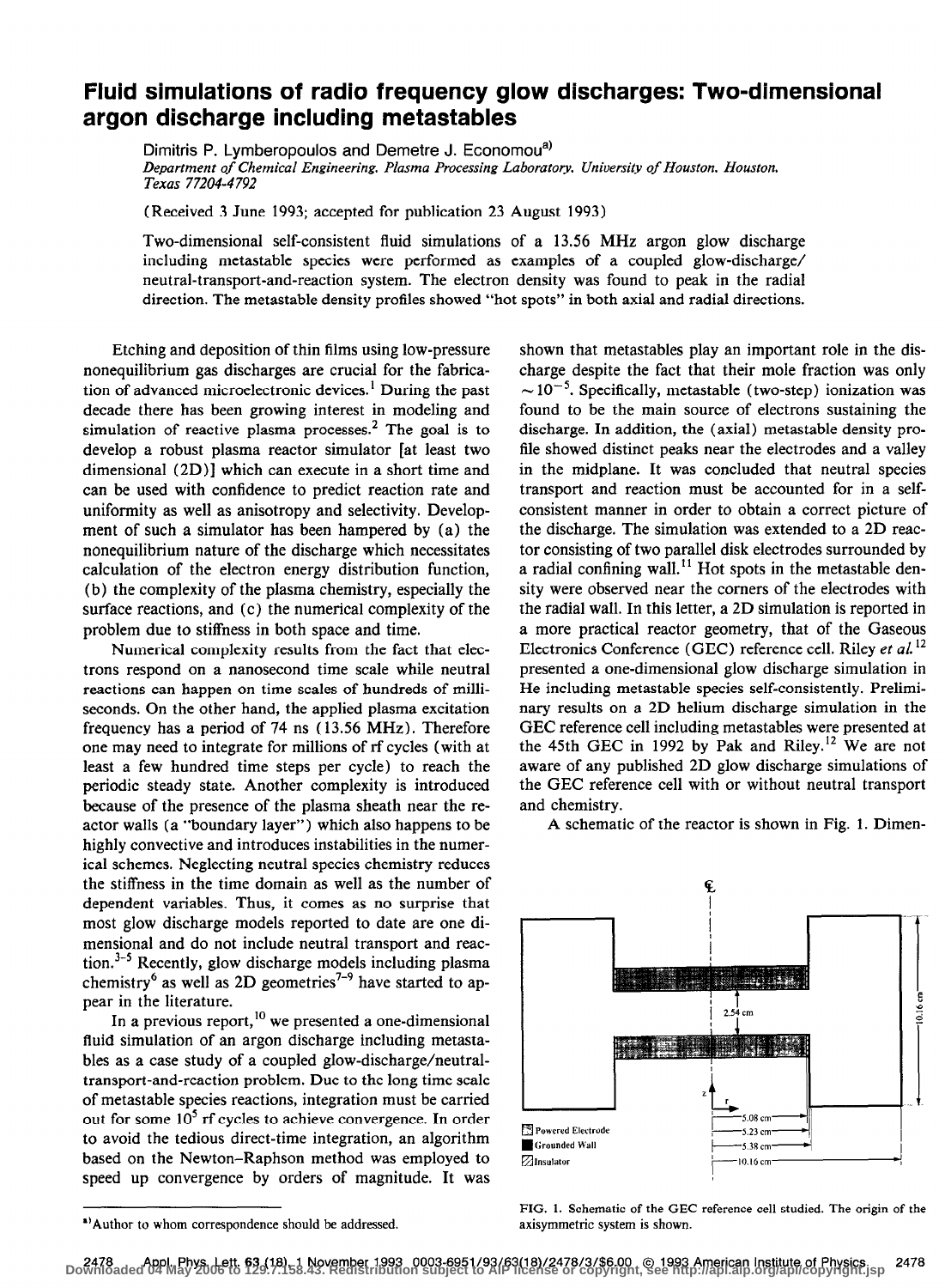# Fluid simulations of radio frequency glow discharges: Two-dimensional argon discharge including metastables

Dimitris P. Lymberopoulos and Demetre J. Economou[a)]

*Department of Chemical Engineering, Plasma Processing Laboratory, University of Houston, Houston, Texas 77204-4792*

(Received 3 June 1993; accepted for publication 23 August 1993)

Two-dimensional self-consistent fluid simulations of a 13.56 MHz argon glow discharge including metastable species were performed as examples of a coupled glow-discharge/neutral-transport-and-reaction system. The electron density was found to peak in the radial direction. The metastable density profiles showed "hot spots" in both axial and radial directions.

Etching and deposition of thin films using low-pressure nonequilibrium gas discharges are crucial for the fabrication of advanced microelectronic devices.[1] During the past decade there has been growing interest in modeling and simulation of reactive plasma processes.[2] The goal is to develop a robust plasma reactor simulator [at least two dimensional (2D)] which can execute in a short time and can be used with confidence to predict reaction rate and uniformity as well as anisotropy and selectivity. Development of such a simulator has been hampered by (a) the nonequilibrium nature of the discharge which necessitates calculation of the electron energy distribution function, (b) the complexity of the plasma chemistry, especially the surface reactions, and (c) the numerical complexity of the problem due to stiffness in both space and time.

Numerical complexity results from the fact that electrons respond on a nanosecond time scale while neutral reactions can happen on time scales of hundreds of milliseconds. On the other hand, the applied plasma excitation frequency has a period of 74 ns (13.56 MHz). Therefore one may need to integrate for millions of rf cycles (with at least a few hundred time steps per cycle) to reach the periodic steady state. Another complexity is introduced because of the presence of the plasma sheath near the reactor walls (a "boundary layer") which also happens to be highly convective and introduces instabilities in the numerical schemes. Neglecting neutral species chemistry reduces the stiffness in the time domain as well as the number of dependent variables. Thus, it comes as no surprise that most glow discharge models reported to date are one dimensional and do not include neutral transport and reaction.[3-5] Recently, glow discharge models including plasma chemistry[6] as well as 2D geometries[7-9] have started to appear in the literature.

In a previous report,[10] we presented a one-dimensional fluid simulation of an argon discharge including metastables as a case study of a coupled glow-discharge/neutral-transport-and-reaction problem. Due to the long time scale of metastable species reactions, integration must be carried out for some $10^5$ rf cycles to achieve convergence. In order to avoid the tedious direct-time integration, an algorithm based on the Newton–Raphson method was employed to speed up convergence by orders of magnitude. It was shown that metastables play an important role in the discharge despite the fact that their mole fraction was only $\sim 10^{-5}$. Specifically, metastable (two-step) ionization was found to be the main source of electrons sustaining the discharge. In addition, the (axial) metastable density profile showed distinct peaks near the electrodes and a valley in the midplane. It was concluded that neutral species transport and reaction must be accounted for in a self-consistent manner in order to obtain a correct picture of the discharge. The simulation was extended to a 2D reactor consisting of two parallel disk electrodes surrounded by a radial confining wall.[11] Hot spots in the metastable density were observed near the corners of the electrodes with the radial wall. In this letter, a 2D simulation is reported in a more practical reactor geometry, that of the Gaseous Electronics Conference (GEC) reference cell. Riley *et al.*[12] presented a one-dimensional glow discharge simulation in He including metastable species self-consistently. Preliminary results on a 2D helium discharge simulation in the GEC reference cell including metastables were presented at the 45th GEC in 1992 by Pak and Riley.[12] We are not aware of any published 2D glow discharge simulations of the GEC reference cell with or without neutral transport and chemistry.

A schematic of the reactor is shown in Fig. 1. Dimen-

FIG. 1. Schematic of the GEC reference cell studied. The origin of the axisymmetric system is shown.

[a)]Author to whom correspondence should be addressed.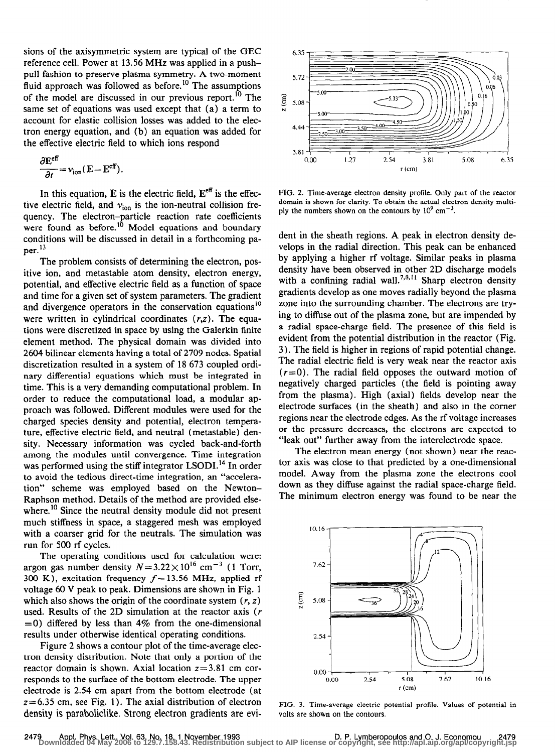sions of the axisymmetric system are typical of the GEC reference cell. Power at 13.56 MHz was applied in a push–pull fashion to preserve plasma symmetry. A two-moment fluid approach was followed as before.[10] The assumptions of the model are discussed in our previous report.[10] The same set of equations was used except that (a) a term to account for elastic collision losses was added to the electron energy equation, and (b) an equation was added for the effective electric field to which ions respond

$$\frac{\partial \mathbf{E}^{\text{eff}}}{\partial t} = \nu_{\text{ion}}(\mathbf{E} - \mathbf{E}^{\text{eff}}).$$

In this equation, $\mathbf{E}$ is the electric field, $\mathbf{E}^{\text{eff}}$ is the effective electric field, and $\nu_{\text{ion}}$ is the ion-neutral collision frequency. The electron–particle reaction rate coefficients were found as before.[10] Model equations and boundary conditions will be discussed in detail in a forthcoming paper.[13]

The problem consists of determining the electron, positive ion, and metastable atom density, electron energy, potential, and effective electric field as a function of space and time for a given set of system parameters. The gradient and divergence operators in the conservation equations[10] were written in cylindrical coordinates $(r,z)$. The equations were discretized in space by using the Galerkin finite element method. The physical domain was divided into 2604 bilinear elements having a total of 2709 nodes. Spatial discretization resulted in a system of 18 673 coupled ordinary differential equations which must be integrated in time. This is a very demanding computational problem. In order to reduce the computational load, a modular approach was followed. Different modules were used for the charged species density and potential, electron temperature, effective electric field, and neutral (metastable) density. Necessary information was cycled back-and-forth among the modules until convergence. Time integration was performed using the stiff integrator LSODI.[14] In order to avoid the tedious direct-time integration, an "acceleration" scheme was employed based on the Newton–Raphson method. Details of the method are provided elsewhere.[10] Since the neutral density module did not present much stiffness in space, a staggered mesh was employed with a coarser grid for the neutrals. The simulation was run for 500 rf cycles.

The operating conditions used for calculation were: argon gas number density $N = 3.22 \times 10^{16}$ cm$^{-3}$ (1 Torr, 300 K), excitation frequency $f = 13.56$ MHz, applied rf voltage 60 V peak to peak. Dimensions are shown in Fig. 1 which also shows the origin of the coordinate system $(r, z)$ used. Results of the 2D simulation at the reactor axis ($r = 0$) differed by less than 4% from the one-dimensional results under otherwise identical operating conditions.

Figure 2 shows a contour plot of the time-average electron density distribution. Note that only a portion of the reactor domain is shown. Axial location $z = 3.81$ cm corresponds to the surface of the bottom electrode. The upper electrode is 2.54 cm apart from the bottom electrode (at $z = 6.35$ cm, see Fig. 1). The axial distribution of electron density is paraboliclike. Strong electron gradients are evident in the sheath regions. A peak in electron density develops in the radial direction. This peak can be enhanced by applying a higher rf voltage. Similar peaks in plasma density have been observed in other 2D discharge models with a confining radial wall.[7,8,11] Sharp electron density gradients develop as one moves radially beyond the plasma zone into the surrounding chamber. The electrons are trying to diffuse out of the plasma zone, but are impended by a radial space-charge field. The presence of this field is evident from the potential distribution in the reactor (Fig. 3). The field is higher in regions of rapid potential change. The radial electric field is very weak near the reactor axis ($r = 0$). The radial field opposes the outward motion of negatively charged particles (the field is pointing away from the plasma). High (axial) fields develop near the electrode surfaces (in the sheath) and also in the corner regions near the electrode edges. As the rf voltage increases or the pressure decreases, the electrons are expected to "leak out" further away from the interelectrode space.

FIG. 2. Time-average electron density profile. Only part of the reactor domain is shown for clarity. To obtain the actual electron density multiply the numbers shown on the contours by $10^9$ cm$^{-3}$.

The electron mean energy (not shown) near the reactor axis was close to that predicted by a one-dimensional model. Away from the plasma zone the electrons cool down as they diffuse against the radial space-charge field. The minimum electron energy was found to be near the

FIG. 3. Time-average electric potential profile. Values of potential in volts are shown on the contours.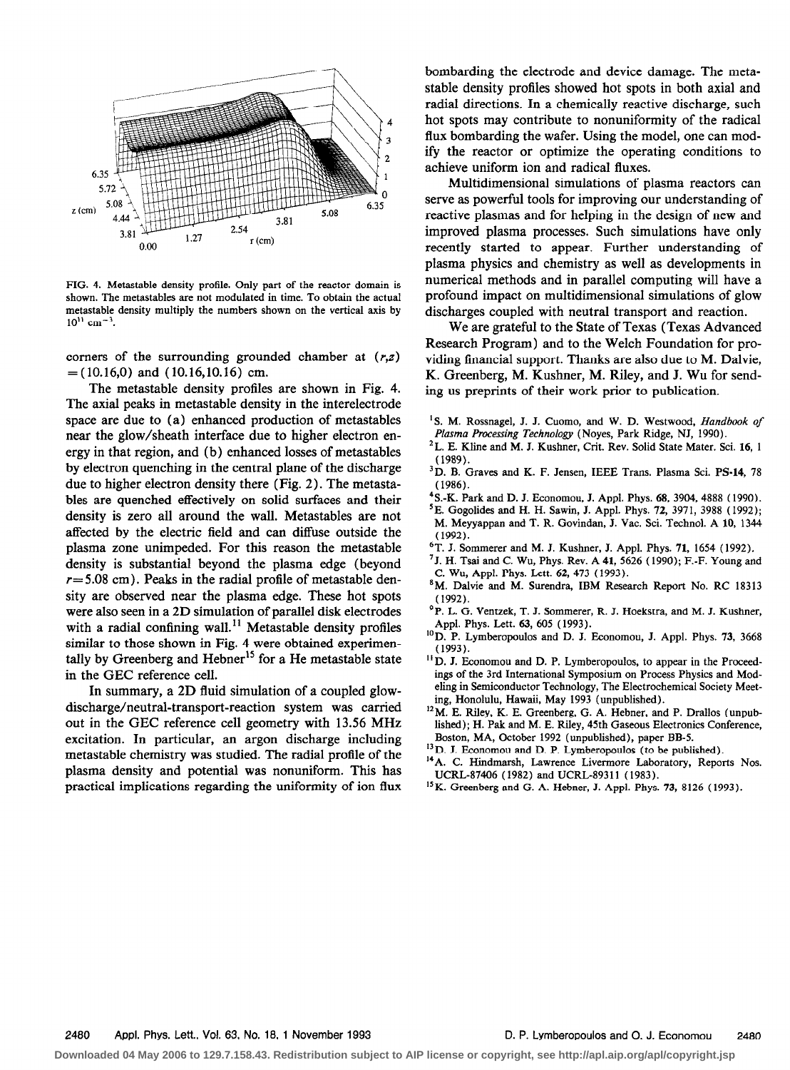z (cm)

6.35
5.72
5.08
4.44
3.81

0.00
1.27
2.54
3.81
5.08
6.35

r (cm)

4
3
2
1
0

FIG. 4. Metastable density profile. Only part of the reactor domain is shown. The metastables are not modulated in time. To obtain the actual metastable density multiply the numbers shown on the vertical axis by $10^{11}$ cm$^{-3}$.

corners of the surrounding grounded chamber at $(r,z) = (10.16,0)$ and $(10.16,10.16)$ cm.

The metastable density profiles are shown in Fig. 4. The axial peaks in metastable density in the interelectrode space are due to (a) enhanced production of metastables near the glow/sheath interface due to higher electron energy in that region, and (b) enhanced losses of metastables by electron quenching in the central plane of the discharge due to higher electron density there (Fig. 2). The metastables are quenched effectively on solid surfaces and their density is zero all around the wall. Metastables are not affected by the electric field and can diffuse outside the plasma zone unimpeded. For this reason the metastable density is substantial beyond the plasma edge (beyond $r = 5.08$ cm). Peaks in the radial profile of metastable density are observed near the plasma edge. These hot spots were also seen in a 2D simulation of parallel disk electrodes with a radial confining wall.[11] Metastable density profiles similar to those shown in Fig. 4 were obtained experimentally by Greenberg and Hebner[15] for a He metastable state in the GEC reference cell.

In summary, a 2D fluid simulation of a coupled glow-discharge/neutral-transport-reaction system was carried out in the GEC reference cell geometry with 13.56 MHz excitation. In particular, an argon discharge including metastable chemistry was studied. The radial profile of the plasma density and potential was nonuniform. This has practical implications regarding the uniformity of ion flux bombarding the electrode and device damage. The metastable density profiles showed hot spots in both axial and radial directions. In a chemically reactive discharge, such hot spots may contribute to nonuniformity of the radical flux bombarding the wafer. Using the model, one can modify the reactor or optimize the operating conditions to achieve uniform ion and radical fluxes.

Multidimensional simulations of plasma reactors can serve as powerful tools for improving our understanding of reactive plasmas and for helping in the design of new and improved plasma processes. Such simulations have only recently started to appear. Further understanding of plasma physics and chemistry as well as developments in numerical methods and in parallel computing will have a profound impact on multidimensional simulations of glow discharges coupled with neutral transport and reaction.

We are grateful to the State of Texas (Texas Advanced Research Program) and to the Welch Foundation for providing financial support. Thanks are also due to M. Dalvie, K. Greenberg, M. Kushner, M. Riley, and J. Wu for sending us preprints of their work prior to publication.

[1] S. M. Rossnagel, J. J. Cuomo, and W. D. Westwood, *Handbook of Plasma Processing Technology* (Noyes, Park Ridge, NJ, 1990).

[2] L. E. Kline and M. J. Kushner, Crit. Rev. Solid State Mater. Sci. **16**, 1 (1989).

[3] D. B. Graves and K. F. Jensen, IEEE Trans. Plasma Sci. **PS-14**, 78 (1986).

[4] S.-K. Park and D. J. Economou, J. Appl. Phys. **68**, 3904, 4888 (1990).

[5] E. Gogolides and H. H. Sawin, J. Appl. Phys. **72**, 3971, 3988 (1992); M. Meyyappan and T. R. Govindan, J. Vac. Sci. Technol. A **10**, 1344 (1992).

[6] T. J. Sommerer and M. J. Kushner, J. Appl. Phys. **71**, 1654 (1992).

[7] J. H. Tsai and C. Wu, Phys. Rev. A **41**, 5626 (1990); F.-F. Young and C. Wu, Appl. Phys. Lett. **62**, 473 (1993).

[8] M. Dalvie and M. Surendra, IBM Research Report No. RC 18313 (1992).

[9] P. L. G. Ventzek, T. J. Sommerer, R. J. Hoekstra, and M. J. Kushner, Appl. Phys. Lett. **63**, 605 (1993).

[10] D. P. Lymberopoulos and D. J. Economou, J. Appl. Phys. **73**, 3668 (1993).

[11] D. J. Economou and D. P. Lymberopoulos, to appear in the Proceedings of the 3rd International Symposium on Process Physics and Modeling in Semiconductor Technology, The Electrochemical Society Meeting, Honolulu, Hawaii, May 1993 (unpublished).

[12] M. E. Riley, K. E. Greenberg, G. A. Hebner, and P. Drallos (unpublished); H. Pak and M. E. Riley, 45th Gaseous Electronics Conference, Boston, MA, October 1992 (unpublished), paper BB-5.

[13] D. J. Economou and D. P. Lymberopoulos (to be published).

[14] A. C. Hindmarsh, Lawrence Livermore Laboratory, Reports Nos. UCRL-87406 (1982) and UCRL-89311 (1983).

[15] K. Greenberg and G. A. Hebner, J. Appl. Phys. **73**, 8126 (1993).